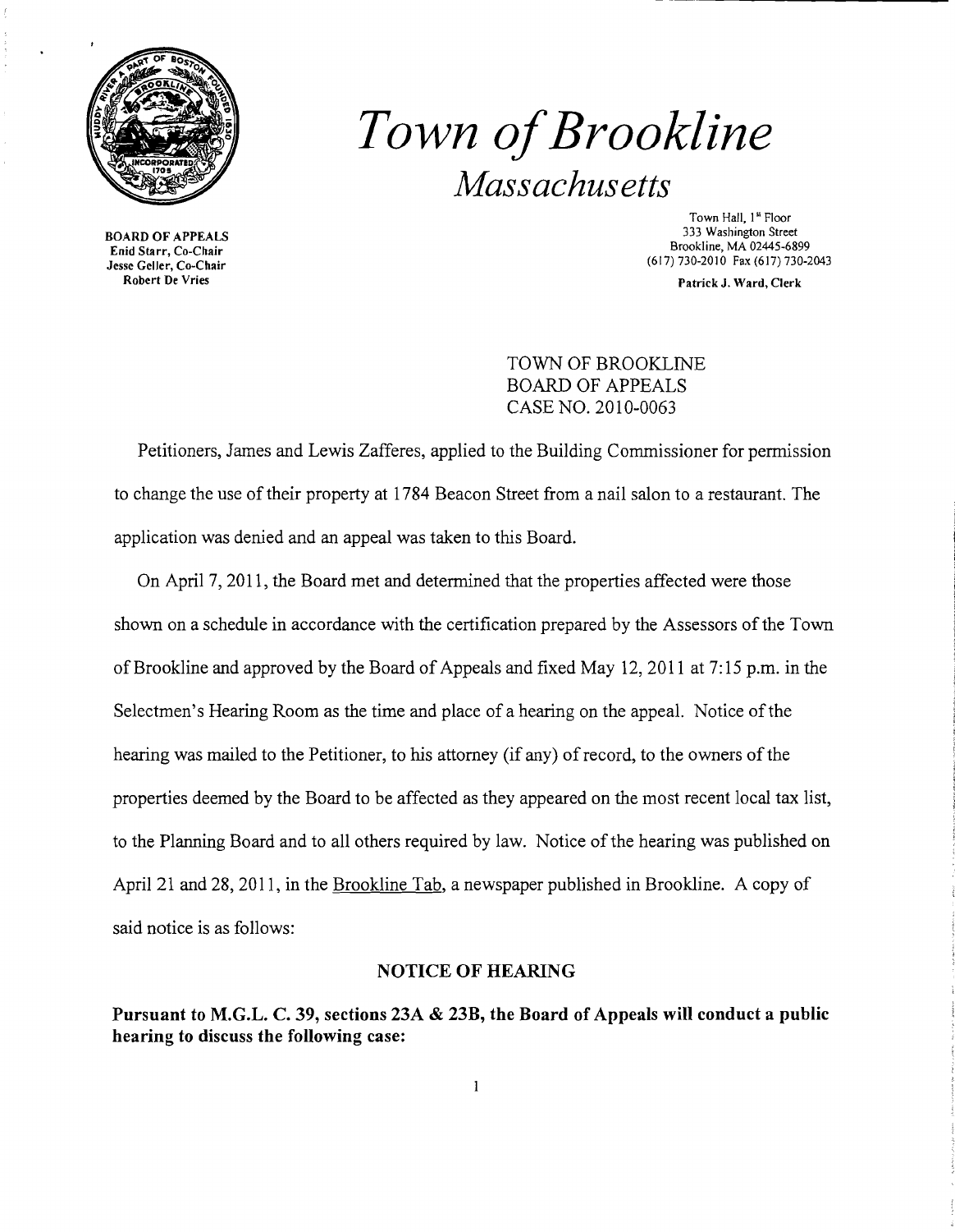# *Town of Brookline*

## *Massachusetts*

**BOARD OF APPEALS**
**Enid Starr, Co-Chair**
**Jesse Geller, Co-Chair**
**Robert De Vries**

Town Hall, 1st Floor
333 Washington Street
Brookline, MA 02445-6899
(617) 730-2010 Fax (617) 730-2043

**Patrick J. Ward, Clerk**

TOWN OF BROOKLINE
BOARD OF APPEALS
CASE NO. 2010-0063

Petitioners, James and Lewis Zafferes, applied to the Building Commissioner for permission to change the use of their property at 1784 Beacon Street from a nail salon to a restaurant. The application was denied and an appeal was taken to this Board.

On April 7, 2011, the Board met and determined that the properties affected were those shown on a schedule in accordance with the certification prepared by the Assessors of the Town of Brookline and approved by the Board of Appeals and fixed May 12, 2011 at 7:15 p.m. in the Selectmen's Hearing Room as the time and place of a hearing on the appeal. Notice of the hearing was mailed to the Petitioner, to his attorney (if any) of record, to the owners of the properties deemed by the Board to be affected as they appeared on the most recent local tax list, to the Planning Board and to all others required by law. Notice of the hearing was published on April 21 and 28, 2011, in the Brookline Tab, a newspaper published in Brookline. A copy of said notice is as follows:

### NOTICE OF HEARING

**Pursuant to M.G.L. C. 39, sections 23A & 23B, the Board of Appeals will conduct a public hearing to discuss the following case:**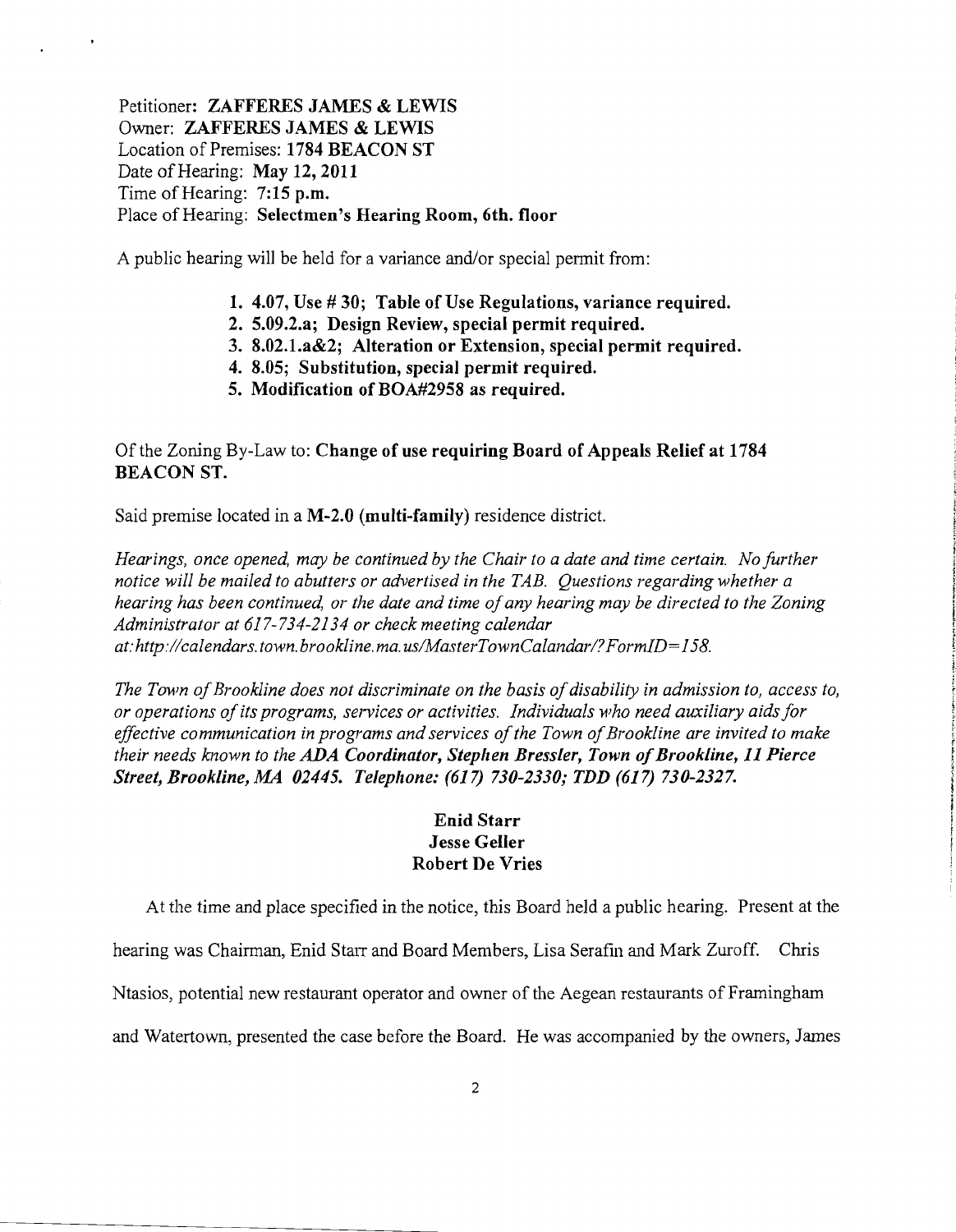Petitioner: **ZAFFERES JAMES & LEWIS**
Owner: **ZAFFERES JAMES & LEWIS**
Location of Premises: **1784 BEACON ST**
Date of Hearing: **May 12, 2011**
Time of Hearing: **7:15 p.m.**
Place of Hearing: **Selectmen's Hearing Room, 6th. floor**

A public hearing will be held for a variance and/or special permit from:

1. **4.07, Use # 30; Table of Use Regulations, variance required.**
2. **5.09.2.a; Design Review, special permit required.**
3. **8.02.1.a&2; Alteration or Extension, special permit required.**
4. **8.05; Substitution, special permit required.**
5. **Modification of BOA#2958 as required.**

Of the Zoning By-Law to: **Change of use requiring Board of Appeals Relief at 1784 BEACON ST.**

Said premise located in a **M-2.0 (multi-family)** residence district.

*Hearings, once opened, may be continued by the Chair to a date and time certain. No further notice will be mailed to abutters or advertised in the TAB. Questions regarding whether a hearing has been continued, or the date and time of any hearing may be directed to the Zoning Administrator at 617-734-2134 or check meeting calendar at: http://calendars.town.brookline.ma.us/MasterTownCalandar/?FormID=158.*

*The Town of Brookline does not discriminate on the basis of disability in admission to, access to, or operations of its programs, services or activities. Individuals who need auxiliary aids for effective communication in programs and services of the Town of Brookline are invited to make their needs known to the* ***ADA Coordinator, Stephen Bressler, Town of Brookline, 11 Pierce Street, Brookline, MA 02445. Telephone: (617) 730-2330; TDD (617) 730-2327.***

**Enid Starr**
**Jesse Geller**
**Robert De Vries**

At the time and place specified in the notice, this Board held a public hearing. Present at the hearing was Chairman, Enid Starr and Board Members, Lisa Serafin and Mark Zuroff. Chris Ntasios, potential new restaurant operator and owner of the Aegean restaurants of Framingham and Watertown, presented the case before the Board. He was accompanied by the owners, James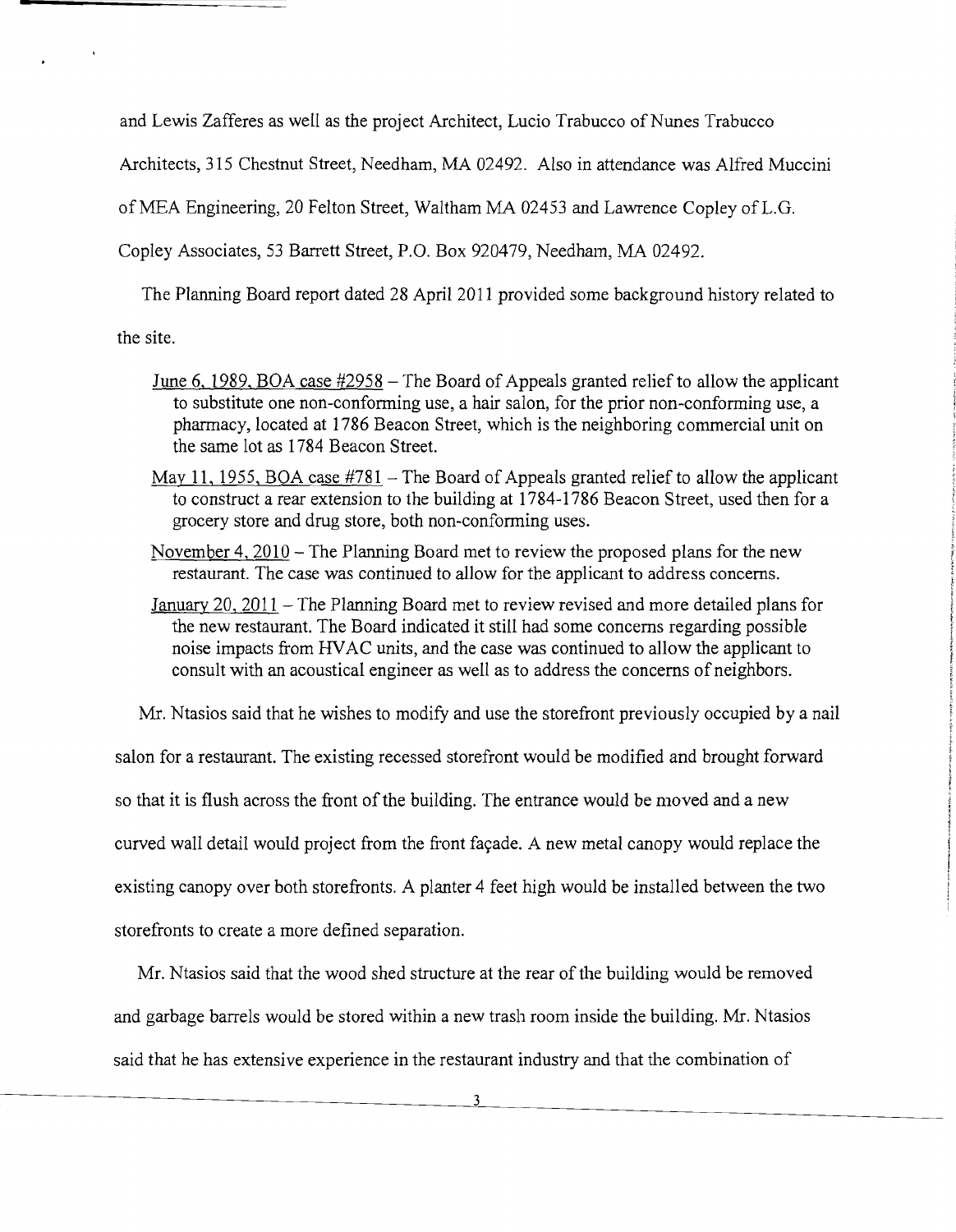and Lewis Zafferes as well as the project Architect, Lucio Trabucco of Nunes Trabucco Architects, 315 Chestnut Street, Needham, MA 02492. Also in attendance was Alfred Muccini of MEA Engineering, 20 Felton Street, Waltham MA 02453 and Lawrence Copley of L.G. Copley Associates, 53 Barrett Street, P.O. Box 920479, Needham, MA 02492.

The Planning Board report dated 28 April 2011 provided some background history related to the site.

- June 6, 1989, BOA case #2958 – The Board of Appeals granted relief to allow the applicant to substitute one non-conforming use, a hair salon, for the prior non-conforming use, a pharmacy, located at 1786 Beacon Street, which is the neighboring commercial unit on the same lot as 1784 Beacon Street.
- May 11, 1955, BOA case #781 – The Board of Appeals granted relief to allow the applicant to construct a rear extension to the building at 1784-1786 Beacon Street, used then for a grocery store and drug store, both non-conforming uses.
- November 4, 2010 – The Planning Board met to review the proposed plans for the new restaurant. The case was continued to allow for the applicant to address concerns.
- January 20, 2011 – The Planning Board met to review revised and more detailed plans for the new restaurant. The Board indicated it still had some concerns regarding possible noise impacts from HVAC units, and the case was continued to allow the applicant to consult with an acoustical engineer as well as to address the concerns of neighbors.

Mr. Ntasios said that he wishes to modify and use the storefront previously occupied by a nail salon for a restaurant. The existing recessed storefront would be modified and brought forward so that it is flush across the front of the building. The entrance would be moved and a new curved wall detail would project from the front façade. A new metal canopy would replace the existing canopy over both storefronts. A planter 4 feet high would be installed between the two storefronts to create a more defined separation.

Mr. Ntasios said that the wood shed structure at the rear of the building would be removed and garbage barrels would be stored within a new trash room inside the building. Mr. Ntasios said that he has extensive experience in the restaurant industry and that the combination of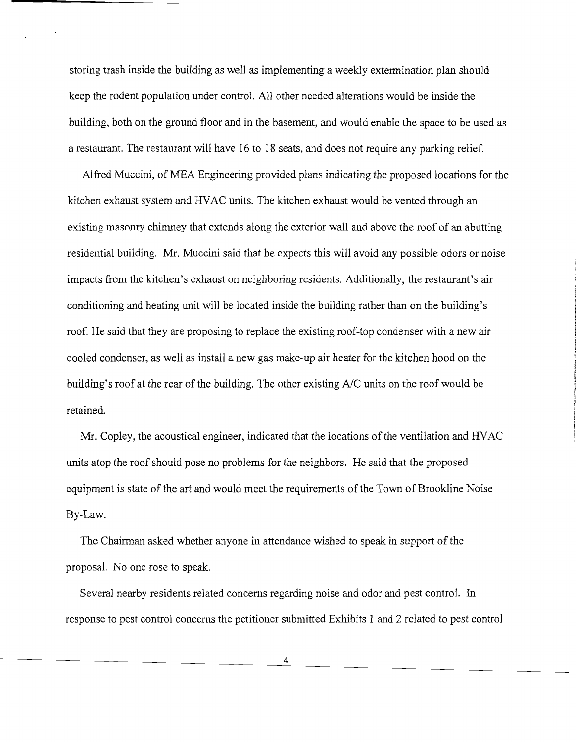storing trash inside the building as well as implementing a weekly extermination plan should keep the rodent population under control. All other needed alterations would be inside the building, both on the ground floor and in the basement, and would enable the space to be used as a restaurant. The restaurant will have 16 to 18 seats, and does not require any parking relief.

Alfred Muccini, of MEA Engineering provided plans indicating the proposed locations for the kitchen exhaust system and HVAC units. The kitchen exhaust would be vented through an existing masonry chimney that extends along the exterior wall and above the roof of an abutting residential building. Mr. Muccini said that he expects this will avoid any possible odors or noise impacts from the kitchen's exhaust on neighboring residents. Additionally, the restaurant's air conditioning and heating unit will be located inside the building rather than on the building's roof. He said that they are proposing to replace the existing roof-top condenser with a new air cooled condenser, as well as install a new gas make-up air heater for the kitchen hood on the building's roof at the rear of the building. The other existing A/C units on the roof would be retained.

Mr. Copley, the acoustical engineer, indicated that the locations of the ventilation and HVAC units atop the roof should pose no problems for the neighbors. He said that the proposed equipment is state of the art and would meet the requirements of the Town of Brookline Noise By-Law.

The Chairman asked whether anyone in attendance wished to speak in support of the proposal. No one rose to speak.

Several nearby residents related concerns regarding noise and odor and pest control. In response to pest control concerns the petitioner submitted Exhibits 1 and 2 related to pest control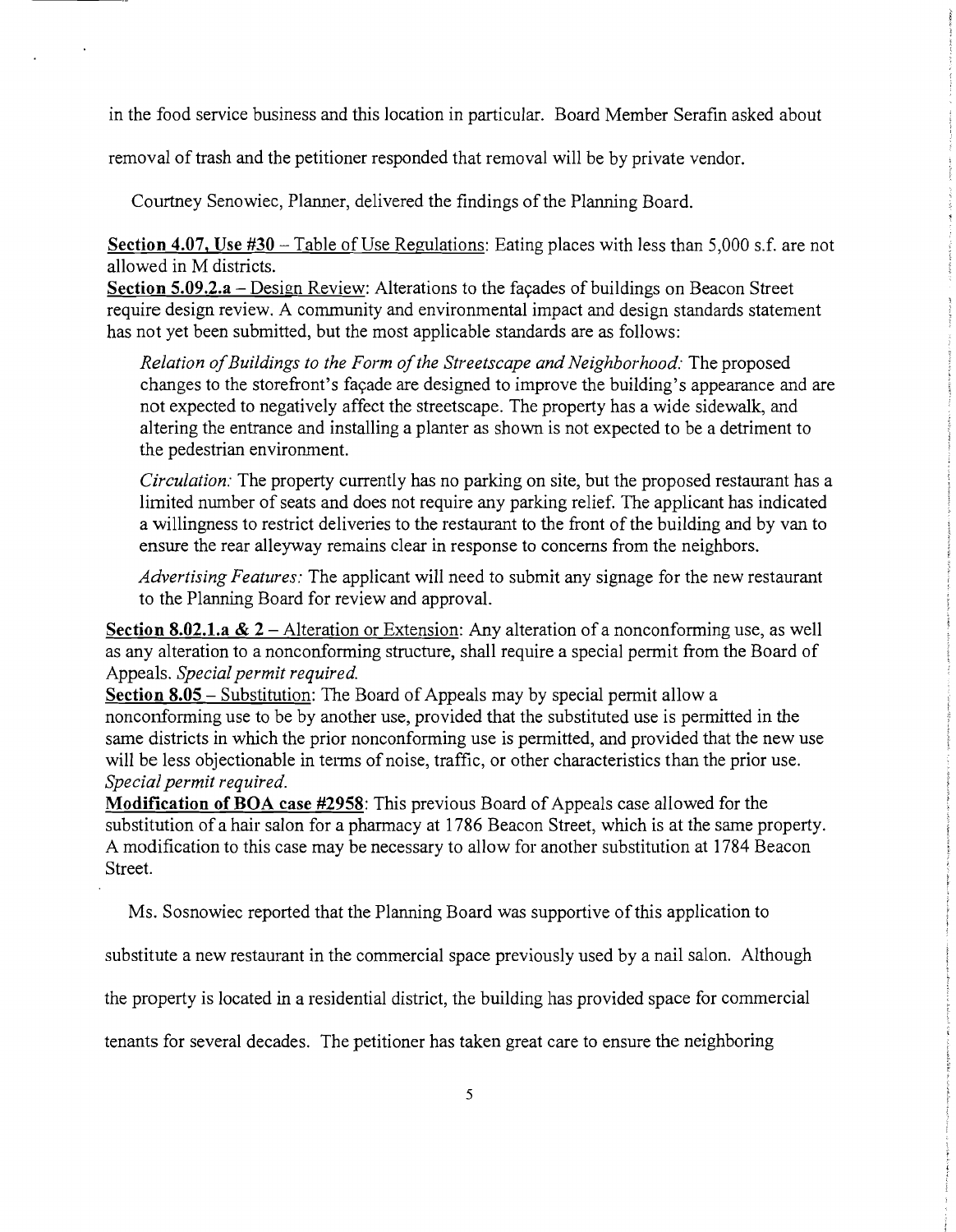in the food service business and this location in particular. Board Member Serafin asked about removal of trash and the petitioner responded that removal will be by private vendor.

Courtney Senowiec, Planner, delivered the findings of the Planning Board.

**Section 4.07, Use #30** – Table of Use Regulations: Eating places with less than 5,000 s.f. are not allowed in M districts.

**Section 5.09.2.a** – Design Review: Alterations to the façades of buildings on Beacon Street require design review. A community and environmental impact and design standards statement has not yet been submitted, but the most applicable standards are as follows:

*Relation of Buildings to the Form of the Streetscape and Neighborhood:* The proposed changes to the storefront's façade are designed to improve the building's appearance and are not expected to negatively affect the streetscape. The property has a wide sidewalk, and altering the entrance and installing a planter as shown is not expected to be a detriment to the pedestrian environment.

*Circulation:* The property currently has no parking on site, but the proposed restaurant has a limited number of seats and does not require any parking relief. The applicant has indicated a willingness to restrict deliveries to the restaurant to the front of the building and by van to ensure the rear alleyway remains clear in response to concerns from the neighbors.

*Advertising Features:* The applicant will need to submit any signage for the new restaurant to the Planning Board for review and approval.

**Section 8.02.1.a & 2** – Alteration or Extension: Any alteration of a nonconforming use, as well as any alteration to a nonconforming structure, shall require a special permit from the Board of Appeals. *Special permit required.*

**Section 8.05** – Substitution: The Board of Appeals may by special permit allow a nonconforming use to be by another use, provided that the substituted use is permitted in the same districts in which the prior nonconforming use is permitted, and provided that the new use will be less objectionable in terms of noise, traffic, or other characteristics than the prior use. *Special permit required.*

**Modification of BOA case #2958**: This previous Board of Appeals case allowed for the substitution of a hair salon for a pharmacy at 1786 Beacon Street, which is at the same property. A modification to this case may be necessary to allow for another substitution at 1784 Beacon Street.

Ms. Sosnowiec reported that the Planning Board was supportive of this application to substitute a new restaurant in the commercial space previously used by a nail salon. Although the property is located in a residential district, the building has provided space for commercial tenants for several decades. The petitioner has taken great care to ensure the neighboring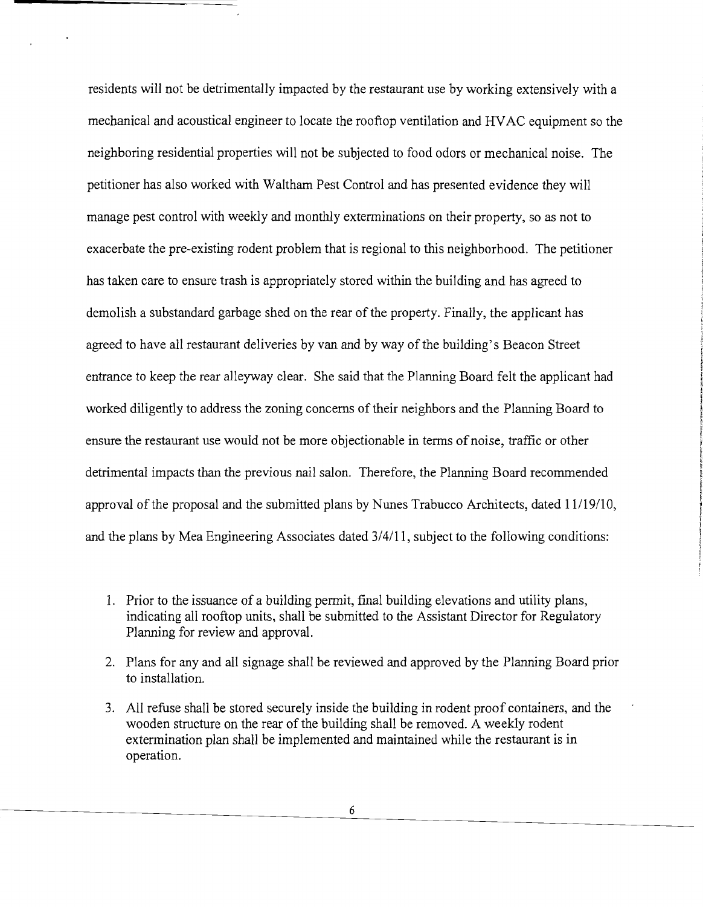residents will not be detrimentally impacted by the restaurant use by working extensively with a mechanical and acoustical engineer to locate the rooftop ventilation and HVAC equipment so the neighboring residential properties will not be subjected to food odors or mechanical noise. The petitioner has also worked with Waltham Pest Control and has presented evidence they will manage pest control with weekly and monthly exterminations on their property, so as not to exacerbate the pre-existing rodent problem that is regional to this neighborhood. The petitioner has taken care to ensure trash is appropriately stored within the building and has agreed to demolish a substandard garbage shed on the rear of the property. Finally, the applicant has agreed to have all restaurant deliveries by van and by way of the building's Beacon Street entrance to keep the rear alleyway clear. She said that the Planning Board felt the applicant had worked diligently to address the zoning concerns of their neighbors and the Planning Board to ensure the restaurant use would not be more objectionable in terms of noise, traffic or other detrimental impacts than the previous nail salon. Therefore, the Planning Board recommended approval of the proposal and the submitted plans by Nunes Trabucco Architects, dated 11/19/10, and the plans by Mea Engineering Associates dated 3/4/11, subject to the following conditions:

1. Prior to the issuance of a building permit, final building elevations and utility plans, indicating all rooftop units, shall be submitted to the Assistant Director for Regulatory Planning for review and approval.

2. Plans for any and all signage shall be reviewed and approved by the Planning Board prior to installation.

3. All refuse shall be stored securely inside the building in rodent proof containers, and the wooden structure on the rear of the building shall be removed. A weekly rodent extermination plan shall be implemented and maintained while the restaurant is in operation.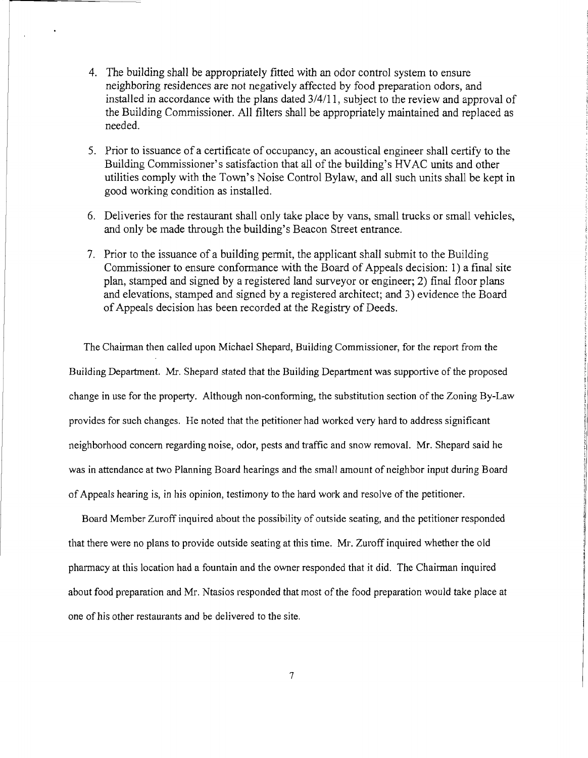4. The building shall be appropriately fitted with an odor control system to ensure neighboring residences are not negatively affected by food preparation odors, and installed in accordance with the plans dated 3/4/11, subject to the review and approval of the Building Commissioner. All filters shall be appropriately maintained and replaced as needed.

5. Prior to issuance of a certificate of occupancy, an acoustical engineer shall certify to the Building Commissioner's satisfaction that all of the building's HVAC units and other utilities comply with the Town's Noise Control Bylaw, and all such units shall be kept in good working condition as installed.

6. Deliveries for the restaurant shall only take place by vans, small trucks or small vehicles, and only be made through the building's Beacon Street entrance.

7. Prior to the issuance of a building permit, the applicant shall submit to the Building Commissioner to ensure conformance with the Board of Appeals decision: 1) a final site plan, stamped and signed by a registered land surveyor or engineer; 2) final floor plans and elevations, stamped and signed by a registered architect; and 3) evidence the Board of Appeals decision has been recorded at the Registry of Deeds.

The Chairman then called upon Michael Shepard, Building Commissioner, for the report from the Building Department. Mr. Shepard stated that the Building Department was supportive of the proposed change in use for the property. Although non-conforming, the substitution section of the Zoning By-Law provides for such changes. He noted that the petitioner had worked very hard to address significant neighborhood concern regarding noise, odor, pests and traffic and snow removal. Mr. Shepard said he was in attendance at two Planning Board hearings and the small amount of neighbor input during Board of Appeals hearing is, in his opinion, testimony to the hard work and resolve of the petitioner.

Board Member Zuroff inquired about the possibility of outside seating, and the petitioner responded that there were no plans to provide outside seating at this time. Mr. Zuroff inquired whether the old pharmacy at this location had a fountain and the owner responded that it did. The Chairman inquired about food preparation and Mr. Ntasios responded that most of the food preparation would take place at one of his other restaurants and be delivered to the site.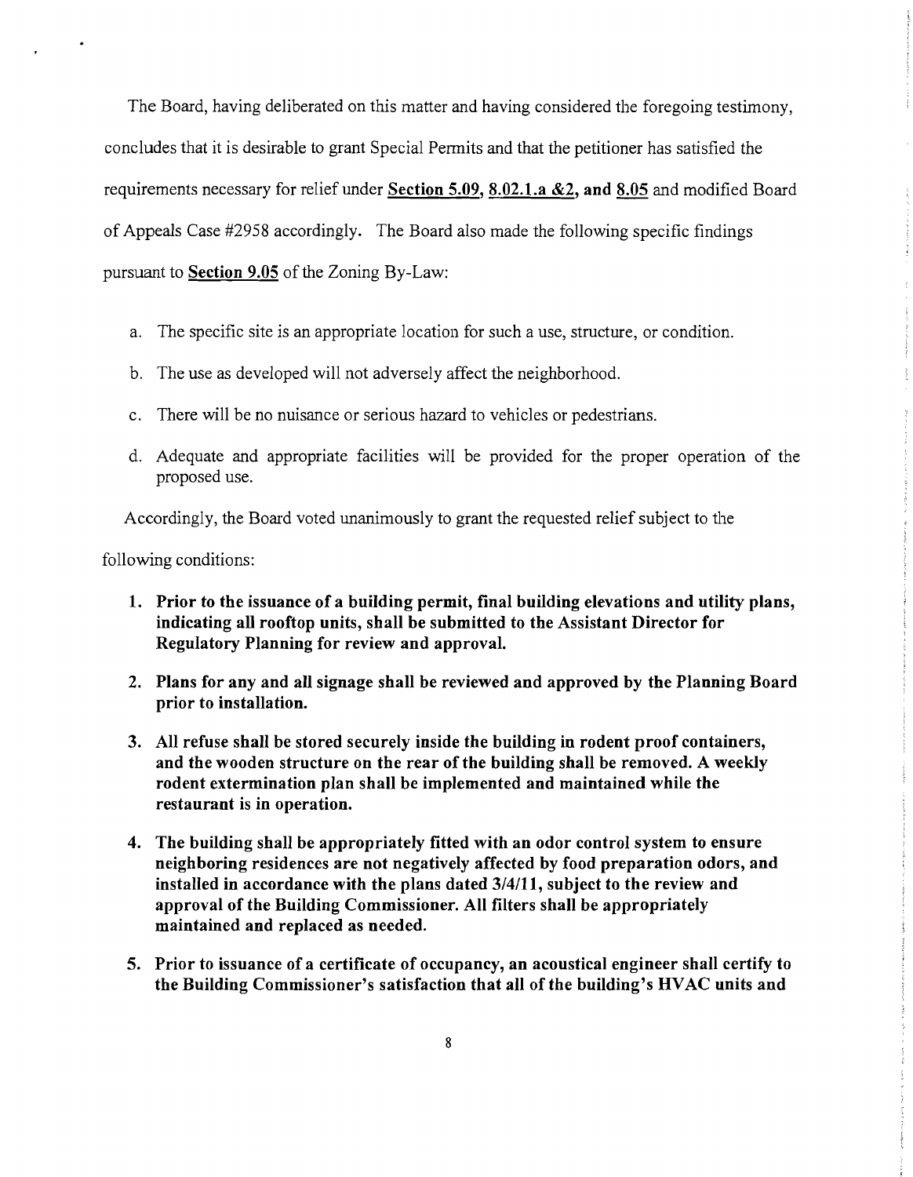The Board, having deliberated on this matter and having considered the foregoing testimony, concludes that it is desirable to grant Special Permits and that the petitioner has satisfied the requirements necessary for relief under **Section 5.09, 8.02.1.a &2, and 8.05** and modified Board of Appeals Case #2958 accordingly. The Board also made the following specific findings pursuant to **Section 9.05** of the Zoning By-Law:

a. The specific site is an appropriate location for such a use, structure, or condition.

b. The use as developed will not adversely affect the neighborhood.

c. There will be no nuisance or serious hazard to vehicles or pedestrians.

d. Adequate and appropriate facilities will be provided for the proper operation of the proposed use.

Accordingly, the Board voted unanimously to grant the requested relief subject to the following conditions:

1. **Prior to the issuance of a building permit, final building elevations and utility plans, indicating all rooftop units, shall be submitted to the Assistant Director for Regulatory Planning for review and approval.**

2. **Plans for any and all signage shall be reviewed and approved by the Planning Board prior to installation.**

3. **All refuse shall be stored securely inside the building in rodent proof containers, and the wooden structure on the rear of the building shall be removed. A weekly rodent extermination plan shall be implemented and maintained while the restaurant is in operation.**

4. **The building shall be appropriately fitted with an odor control system to ensure neighboring residences are not negatively affected by food preparation odors, and installed in accordance with the plans dated 3/4/11, subject to the review and approval of the Building Commissioner. All filters shall be appropriately maintained and replaced as needed.**

5. **Prior to issuance of a certificate of occupancy, an acoustical engineer shall certify to the Building Commissioner's satisfaction that all of the building's HVAC units and**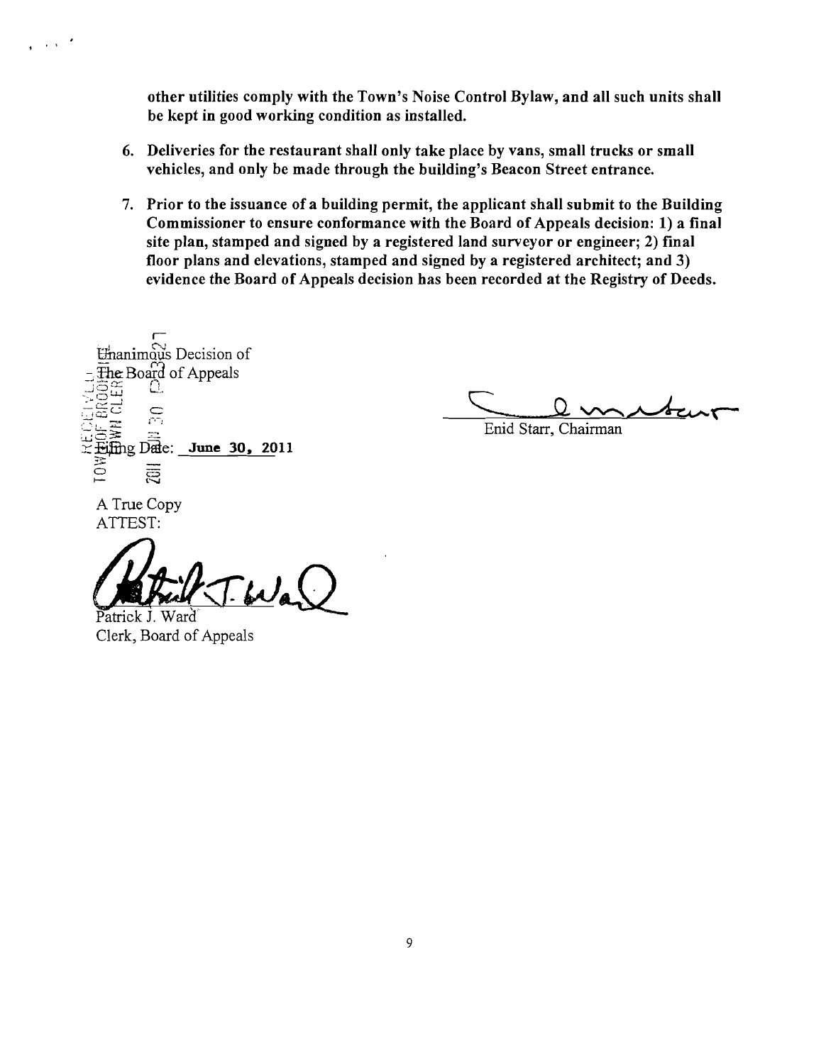**other utilities comply with the Town's Noise Control Bylaw, and all such units shall be kept in good working condition as installed.**

6. **Deliveries for the restaurant shall only take place by vans, small trucks or small vehicles, and only be made through the building's Beacon Street entrance.**

7. **Prior to the issuance of a building permit, the applicant shall submit to the Building Commissioner to ensure conformance with the Board of Appeals decision: 1) a final site plan, stamped and signed by a registered land surveyor or engineer; 2) final floor plans and elevations, stamped and signed by a registered architect; and 3) evidence the Board of Appeals decision has been recorded at the Registry of Deeds.**

Unanimous Decision of
The Board of Appeals

Filing Date: **June 30, 2011**

RECEIVED TOWN OF BROOKLINE TOWN CLERK 2011 JUN 30 P 3:27

Enid Starr, Chairman

A True Copy
ATTEST:

Patrick J. Ward
Clerk, Board of Appeals